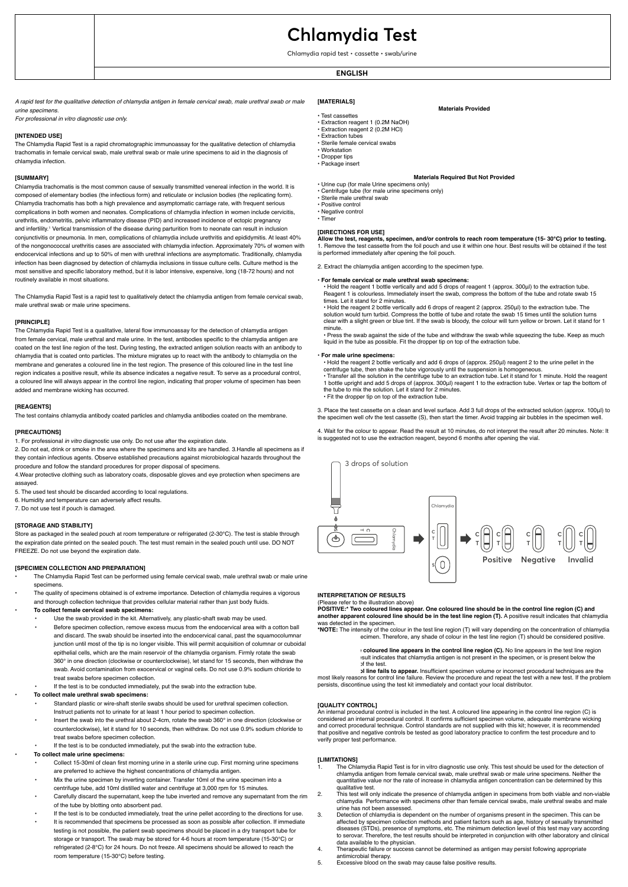# Chlamydia Test

Chlamydia rapid test • cassette • swab/urine

**ENGLISH**

*A rapid test for the qualitative detection of chlamydia antigen in female cervical swab, male urethral swab or male urine specimens.*
*For professional in vitro diagnostic use only.*

## [INTENDED USE]

The Chlamydia Rapid Test is a rapid chromatographic immunoassay for the qualitative detection of chlamydia trachomatis in female cervical swab, male urethral swab or male urine specimens to aid in the diagnosis of chlamydia infection.

## [SUMMARY]

Chlamydia trachomatis is the most common cause of sexually transmitted venereal infection in the world. It is composed of elementary bodies (the infectious form) and reticulate or inclusion bodies (the replicating form). Chlamydia trachomatis has both a high prevalence and asymptomatic carriage rate, with frequent serious complications in both women and neonates. Complications of chlamydia infection in women include cervicitis, urethritis, endometritis, pelvic inflammatory disease (PID) and increased incidence of ectopic pregnancy and infertility.[1] Vertical transmission of the disease during parturition from to neonate can result in inclusion conjunctivitis or pneumonia. In men, complications of chlamydia include urethritis and epididymitis. At least 40% of the nongonococcal urethritis cases are associated with chlamydia infection. Approximately 70% of women with endocervical infections and up to 50% of men with urethral infections are asymptomatic. Traditionally, chlamydia infection has been diagnosed by detection of chlamydia inclusions in tissue culture cells. Culture method is the most sensitive and specific laboratory method, but it is labor intensive, expensive, long (18-72 hours) and not routinely available in most situations.

The Chlamydia Rapid Test is a rapid test to qualitatively detect the chlamydia antigen from female cervical swab, male urethral swab or male urine specimens.

## [PRINCIPLE]

The Chlamydia Rapid Test is a qualitative, lateral flow immunoassay for the detection of chlamydia antigen from female cervical, male urethral and male urine. In the test, antibodies specific to the chlamydia antigen are coated on the test line region of the test. During testing, the extracted antigen solution reacts with an antibody to chlamydia that is coated onto particles. The mixture migrates up to react with the antibody to chlamydia on the membrane and generates a coloured line in the test region. The presence of this coloured line in the test line region indicates a positive result, while its absence indicates a negative result. To serve as a procedural control, a coloured line will always appear in the control line region, indicating that proper volume of specimen has been added and membrane wicking has occurred.

## [REAGENTS]

The test contains chlamydia antibody coated particles and chlamydia antibodies coated on the membrane.

## [PRECAUTIONS]

1. For professional *in vitro* diagnostic use only. Do not use after the expiration date.
2. Do not eat, drink or smoke in the area where the specimens and kits are handled. 3.Handle all specimens as if they contain infectious agents. Observe established precautions against microbiological hazards throughout the procedure and follow the standard procedures for proper disposal of specimens.
4.Wear protective clothing such as laboratory coats, disposable gloves and eye protection when specimens are assayed.
5. The used test should be discarded according to local regulations.
6. Humidity and temperature can adversely affect results.
7. Do not use test if pouch is damaged.

## [STORAGE AND STABILITY]

Store as packaged in the sealed pouch at room temperature or refrigerated (2-30°C). The test is stable through the expiration date printed on the sealed pouch. The test must remain in the sealed pouch until use. DO NOT FREEZE. Do not use beyond the expiration date.

## [SPECIMEN COLLECTION AND PREPARATION]

- The Chlamydia Rapid Test can be performed using female cervical swab, male urethral swab or male urine specimens.
- The quality of specimens obtained is of extreme importance. Detection of chlamydia requires a vigorous and thorough collection technique that provides cellular material rather than just body fluids.
- **To collect female cervical swab specimens:**
  - Use the swab provided in the kit. Alternatively, any plastic-shaft swab may be used.
  - Before specimen collection, remove excess mucus from the endocervical area with a cotton ball and discard. The swab should be inserted into the endocervical canal, past the squamocolumnar junction until most of the tip is no longer visible. This will permit acquisition of columnar or cuboidal epithelial cells, which are the main reservoir of the chlamydia organism. Firmly rotate the swab 360° in one direction (clockwise or counterclockwise), let stand for 15 seconds, then withdraw the swab. Avoid contamination from exocervical or vaginal cells. Do not use 0.9% sodium chloride to treat swabs before specimen collection.
  - If the test is to be conducted immediately, put the swab into the extraction tube.
- **To collect male urethral swab specimens:**
  - Standard plastic or wire-shaft sterile swabs should be used for urethral specimen collection. Instruct patients not to urinate for at least 1 hour period to specimen collection.
  - Insert the swab into the urethral about 2-4cm, rotate the swab 360° in one direction (clockwise or counterclockwise), let it stand for 10 seconds, then withdraw. Do not use 0.9% sodium chloride to treat swabs before specimen collection.
  - If the test is to be conducted immediately, put the swab into the extraction tube.
- **To collect male urine specimens:**
  - Collect 15-30ml of clean first morning urine in a sterile urine cup. First morning urine specimens are preferred to achieve the highest concentrations of chlamydia antigen.
  - Mix the urine specimen by inverting container. Transfer 10ml of the urine specimen into a centrifuge tube, add 10ml distilled water and centrifuge at 3,000 rpm for 15 minutes.
  - Carefully discard the supernatant, keep the tube inverted and remove any supernatant from the rim of the tube by blotting onto absorbent pad.
  - If the test is to be conducted immediately, treat the urine pellet according to the directions for use.
  - It is recommended that specimens be processed as soon as possible after collection. If immediate testing is not possible, the patient swab specimens should be placed in a dry transport tube for storage or transport. The swab may be stored for 4-6 hours at room temperature (15-30°C) or refrigerated (2-8°C) for 24 hours. Do not freeze. All specimens should be allowed to reach the room temperature (15-30°C) before testing.

## [MATERIALS]

**Materials Provided**

- Test cassettes
- Extraction reagent 1 (0.2M NaOH)
- Extraction reagent 2 (0.2M HCl)
- Extraction tubes
- Sterile female cervical swabs
- Workstation
- Dropper tips
- Package insert

**Materials Required But Not Provided**

- Urine cup (for male Urine specimens only)
- Centrifuge tube (for male urine specimens only)
- Sterile male urethral swab
- Positive control
- Negative control
- Timer

## [DIRECTIONS FOR USE]

**Allow the test, reagents, specimen, and/or controls to reach room temperature (15- 30°C) prior to testing.**
1. Remove the test cassette from the foil pouch and use it within one hour. Best results will be obtained if the test is performed immediately after opening the foil pouch.

2. Extract the chlamydia antigen according to the specimen type.

- **For female cervical or male urethral swab specimens:**
  - Hold the reagent 1 bottle vertically and add 5 drops of reagent 1 (approx. 300µl) to the extraction tube. Reagent 1 is colourless. Immediately insert the swab, compress the bottom of the tube and rotate swab 15 times. Let it stand for 2 minutes.
  - Hold the reagent 2 bottle vertically add 6 drops of reagent 2 (approx. 250µl) to the extraction tube. The solution would turn turbid. Compress the bottle of tube and rotate the swab 15 times until the solution turns clear with a slight green or blue tint. If the swab is bloody, the colour will turn yellow or brown. Let it stand for 1 minute.
  - Press the swab against the side of the tube and withdraw the swab while squeezing the tube. Keep as much liquid in the tube as possible. Fit the dropper tip on top of the extraction tube.

- **For male urine specimens:**
  - Hold the reagent 2 bottle vertically and add 6 drops of (approx. 250µl) reagent 2 to the urine pellet in the centrifuge tube, then shake the tube vigorously until the suspension is homogeneous.
  - Transfer all the solution in the centrifuge tube to an extraction tube. Let it stand for 1 minute. Hold the reagent 1 bottle upright and add 5 drops of (approx. 300µl) reagent 1 to the extraction tube. Vertex or tap the bottom of the tube to mix the solution. Let it stand for 2 minutes.
  - Fit the dropper tip on top of the extraction tube.

3. Place the test cassette on a clean and level surface. Add 3 full drops of the extracted solution (approx. 100µl) to the specimen well ofv the test cassette (S), then start the timer. Avoid trapping air bubbles in the specimen well.

4. Wait for the colour to appear. Read the result at 10 minutes, do not interpret the result after 20 minutes. Note: It is suggested not to use the extraction reagent, beyond 6 months after opening the vial.

3 drops of solution

Chlamydia

Positive Negative Invalid

## INTERPRETATION OF RESULTS

(Please refer to the illustration above)
**POSITIVE:* Two coloured lines appear. One coloured line should be in the control line region (C) and another apparent coloured line should be in the test line region (T).** A positive result indicates that chlamydia was detected in the specimen.
***NOTE:** The intensity of the colour in the test line region (T) will vary depending on the concentration of chlamydia ...ecimen. Therefore, any shade of colour in the test line region (T) should be considered positive.

**... coloured line appears in the control line region (C).** No line appears in the test line region ...sult indicates that chlamydia antigen is not present in the specimen, or is present below the ...f the test.

**...l line fails to appear.** Insufficient specimen volume or incorrect procedural techniques are the most likely reasons for control line failure. Review the procedure and repeat the test with a new test. If the problem persists, discontinue using the test kit immediately and contact your local distributor.

## [QUALITY CONTROL]

An internal procedural control is included in the test. A coloured line appearing in the control line region (C) is considered an internal procedural control. It confirms sufficient specimen volume, adequate membrane wicking and correct procedural technique. Control standards are not supplied with this kit; however, it is recommended that positive and negative controls be tested as good laboratory practice to confirm the test procedure and to verify proper test performance.

## [LIMITATIONS]

1. The Chlamydia Rapid Test is for in vitro diagnostic use only. This test should be used for the detection of chlamydia antigen from female cervical swab, male urethral swab or male urine specimens. Neither the quantitative value nor the rate of increase in chlamydia antigen concentration can be determined by this qualitative test.
2. This test will only indicate the presence of chlamydia antigen in specimens from both viable and non-viable chlamydia Performance with specimens other than female cervical swabs, male urethral swabs and male urine has not been assessed.
3. Detection of chlamydia is dependent on the number of organisms present in the specimen. This can be affected by specimen collection methods and patient factors such as age, history of sexually transmitted diseases (STDs), presence of symptoms, etc. The minimum detection level of this test may vary according to serovar. Therefore, the test results should be interpreted in conjunction with other laboratory and clinical data available to the physician.
4. Therapeutic failure or success cannot be determined as antigen may persist following appropriate antimicrobial therapy.
5. Excessive blood on the swab may cause false positive results.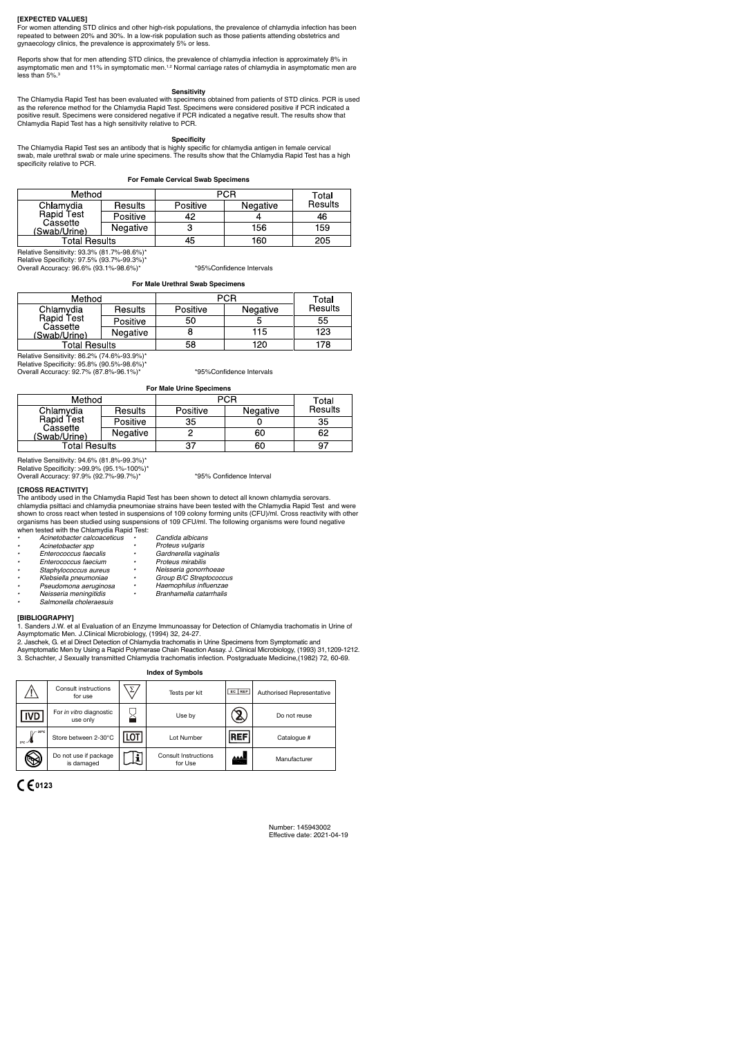**[EXPECTED VALUES]**

For women attending STD clinics and other high-risk populations, the prevalence of chlamydia infection has been repeated to between 20% and 30%. In a low-risk population such as those patients attending obstetrics and gynaecology clinics, the prevalence is approximately 5% or less.

Reports show that for men attending STD clinics, the prevalence of chlamydia infection is approximately 8% in asymptomatic men and 11% in symptomatic men.[1,2] Normal carriage rates of chlamydia in asymptomatic men are less than 5%.[3]

**Sensitivity**

The Chlamydia Rapid Test has been evaluated with specimens obtained from patients of STD clinics. PCR is used as the reference method for the Chlamydia Rapid Test. Specimens were considered positive if PCR indicated a positive result. Specimens were considered negative if PCR indicated a negative result. The results show that Chlamydia Rapid Test has a high sensitivity relative to PCR.

**Specificity**

The Chlamydia Rapid Test ses an antibody that is highly specific for chlamydia antigen in female cervical swab, male urethral swab or male urine specimens. The results show that the Chlamydia Rapid Test has a high specificity relative to PCR.

**For Female Cervical Swab Specimens**

| Method | | PCR | | Total |
|---|---|---|---|---|
| Chlamydia Rapid Test Cassette (Swab/Urine) | Results | Positive | Negative | Results |
| | Positive | 42 | 4 | 46 |
| | Negative | 3 | 156 | 159 |
| Total Results | | 45 | 160 | 205 |

Relative Sensitivity: 93.3% (81.7%-98.6%)*
Relative Specificity: 97.5% (93.7%-99.3%)*
Overall Accuracy: 96.6% (93.1%-98.6%)*

*95%Confidence Intervals

**For Male Urethral Swab Specimens**

| Method | | PCR | | Total |
|---|---|---|---|---|
| Chlamydia Rapid Test Cassette (Swab/Urine) | Results | Positive | Negative | Results |
| | Positive | 50 | 5 | 55 |
| | Negative | 8 | 115 | 123 |
| Total Results | | 58 | 120 | 178 |

Relative Sensitivity: 86.2% (74.6%-93.9%)*
Relative Specificity: 95.8% (90.5%-98.6%)*
Overall Accuracy: 92.7% (87.8%-96.1%)*

*95%Confidence Intervals

**For Male Urine Specimens**

| Method | | PCR | | Total |
|---|---|---|---|---|
| Chlamydia Rapid Test Cassette (Swab/Urine) | Results | Positive | Negative | Results |
| | Positive | 35 | 0 | 35 |
| | Negative | 2 | 60 | 62 |
| Total Results | | 37 | 60 | 97 |

Relative Sensitivity: 94.6% (81.8%-99.3%)*
Relative Specificity: >99.9% (95.1%-100%)*
Overall Accuracy: 97.9% (92.7%-99.7%)*

*95% Confidence Interval

**[CROSS REACTIVITY]**

The antibody used in the Chlamydia Rapid Test has been shown to detect all known chlamydia serovars. chlamydia psittaci and chlamydia pneumoniae strains have been tested with the Chlamydia Rapid Test and were shown to cross react when tested in suspensions of 109 colony forming units (CFU)/ml. Cross reactivity with other organisms has been studied using suspensions of 109 CFU/ml. The following organisms were found negative when tested with the Chlamydia Rapid Test:

- *Acinetobacter calcoaceticus*
- *Acinetobacter spp*
- *Enterococcus faecalis*
- *Enterococcus faecium*
- *Staphylococcus aureus*
- *Klebsiella pneumoniae*
- *Pseudomona aeruginosa*
- *Neisseria meningitidis*
- *Salmonella choleraesuis*
- *Candida albicans*
- *Proteus vulgaris*
- *Gardnerella vaginalis*
- *Proteus mirabilis*
- *Neisseria gonorrhoeae*
- *Group B/C Streptococcus*
- *Haemophilus influenzae*
- *Branhamella catarrhalis*

**[BIBLIOGRAPHY]**

1. Sanders J.W. et al Evaluation of an Enzyme Immunoassay for Detection of Chlamydia trachomatis in Urine of Asymptomatic Men. J.Clinical Microbiology, (1994) 32, 24-27.
2. Jaschek, G. et al Direct Detection of Chlamydia trachomatis in Urine Specimens from Symptomatic and Asymptomatic Men by Using a Rapid Polymerase Chain Reaction Assay. J. Clinical Microbiology, (1993) 31,1209-1212.
3. Schachter, J Sexually transmitted Chlamydia trachomatis infection. Postgraduate Medicine,(1982) 72, 60-69.

**Index of Symbols**

| | | | | | |
|---|---|---|---|---|---|
| | Consult instructions for use | | Tests per kit | | Authorised Representative |
| | For *in vitro* diagnostic use only | | Use by | | Do not reuse |
| | Store between 2-30°C | | Lot Number | | Catalogue # |
| | Do not use if package is damaged | | Consult Instructions for Use | | Manufacturer |

CE 0123

Number: 145943002
Effective date: 2021-04-19